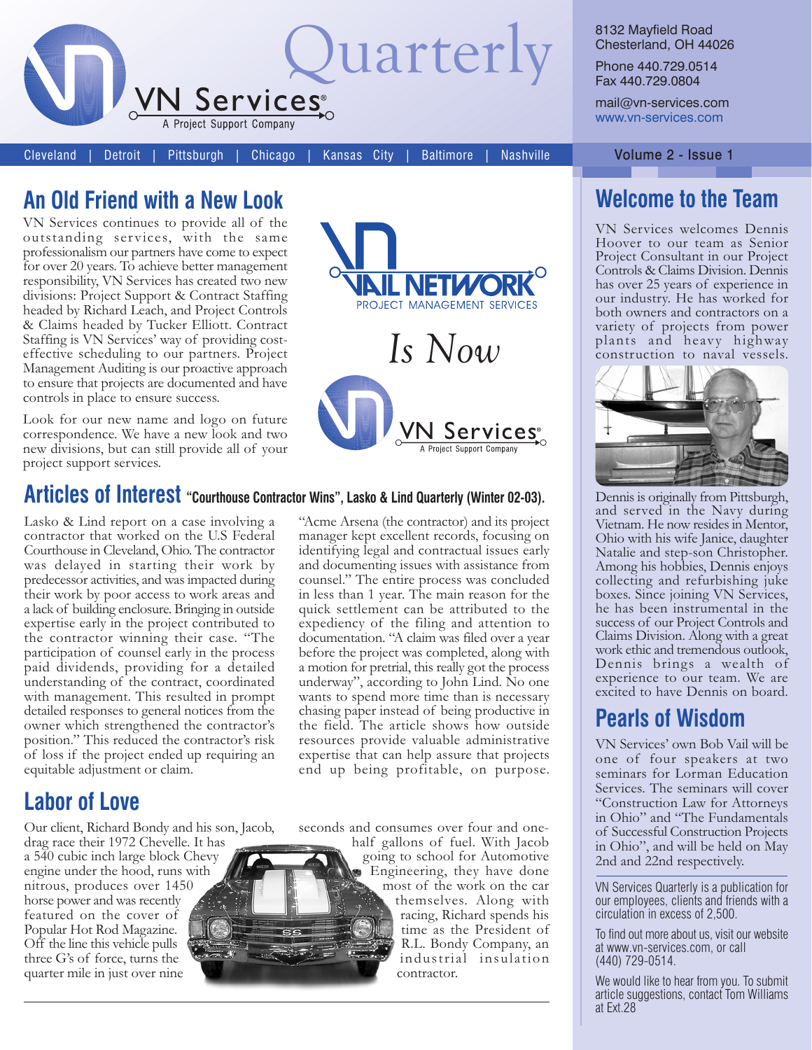# VN Services Quarterly

A Project Support Company

8132 Mayfield Road
Chesterland, OH 44026

Phone 440.729.0514
Fax 440.729.0804

mail@vn-services.com
www.vn-services.com

Cleveland | Detroit | Pittsburgh | Chicago | Kansas City | Baltimore | Nashville

Volume 2 - Issue 1

## An Old Friend with a New Look

VN Services continues to provide all of the outstanding services, with the same professionalism our partners have come to expect for over 20 years. To achieve better management responsibility, VN Services has created two new divisions: Project Support & Contract Staffing headed by Richard Leach, and Project Controls & Claims headed by Tucker Elliott. Contract Staffing is VN Services' way of providing cost-effective scheduling to our partners. Project Management Auditing is our proactive approach to ensure that projects are documented and have controls in place to ensure success.

Look for our new name and logo on future correspondence. We have a new look and two new divisions, but can still provide all of your project support services.

VAIL NETWORK PROJECT MANAGEMENT SERVICES

*Is Now*

VN Services — A Project Support Company

## Articles of Interest "Courthouse Contractor Wins", Lasko & Lind Quarterly (Winter 02-03).

Lasko & Lind report on a case involving a contractor that worked on the U.S Federal Courthouse in Cleveland, Ohio. The contractor was delayed in starting their work by predecessor activities, and was impacted during their work by poor access to work areas and a lack of building enclosure. Bringing in outside expertise early in the project contributed to the contractor winning their case. "The participation of counsel early in the project paid dividends, providing for a detailed understanding of the contract, coordinated with management. This resulted in prompt detailed responses to general notices from the owner which strengthened the contractor's position." This reduced the contractor's risk of loss if the project ended up requiring an equitable adjustment or claim.

"Acme Arsena (the contractor) and its project manager kept excellent records, focusing on identifying legal and contractual issues early and documenting issues with assistance from counsel." The entire process was concluded in less than 1 year. The main reason for the quick settlement can be attributed to the expediency of the filing and attention to documentation. "A claim was filed over a year before the project was completed, along with a motion for pretrial, this really got the process underway", according to John Lind. No one wants to spend more time than is necessary chasing paper instead of being productive in the field. The article shows how outside resources provide valuable administrative expertise that can help assure that projects end up being profitable, on purpose.

## Labor of Love

Our client, Richard Bondy and his son, Jacob, drag race their 1972 Chevelle. It has a 540 cubic inch large block Chevy engine under the hood, runs with nitrous, produces over 1450 horse power and was recently featured on the cover of Popular Hot Rod Magazine. Off the line this vehicle pulls three G's of force, turns the quarter mile in just over nine seconds and consumes over four and one-half gallons of fuel. With Jacob going to school for Automotive Engineering, they have done most of the work on the car themselves. Along with racing, Richard spends his time as the President of R.L. Bondy Company, an industrial insulation contractor.

## Welcome to the Team

VN Services welcomes Dennis Hoover to our team as Senior Project Consultant in our Project Controls & Claims Division. Dennis has over 25 years of experience in our industry. He has worked for both owners and contractors on a variety of projects from power plants and heavy highway construction to naval vessels.

Dennis is originally from Pittsburgh, and served in the Navy during Vietnam. He now resides in Mentor, Ohio with his wife Janice, daughter Natalie and step-son Christopher. Among his hobbies, Dennis enjoys collecting and refurbishing juke boxes. Since joining VN Services, he has been instrumental in the success of our Project Controls and Claims Division. Along with a great work ethic and tremendous outlook, Dennis brings a wealth of experience to our team. We are excited to have Dennis on board.

## Pearls of Wisdom

VN Services' own Bob Vail will be one of four speakers at two seminars for Lorman Education Services. The seminars will cover "Construction Law for Attorneys in Ohio" and "The Fundamentals of Successful Construction Projects in Ohio", and will be held on May 2nd and 22nd respectively.

VN Services Quarterly is a publication for our employees, clients and friends with a circulation in excess of 2,500.

To find out more about us, visit our website at www.vn-services.com, or call (440) 729-0514.

We would like to hear from you. To submit article suggestions, contact Tom Williams at Ext.28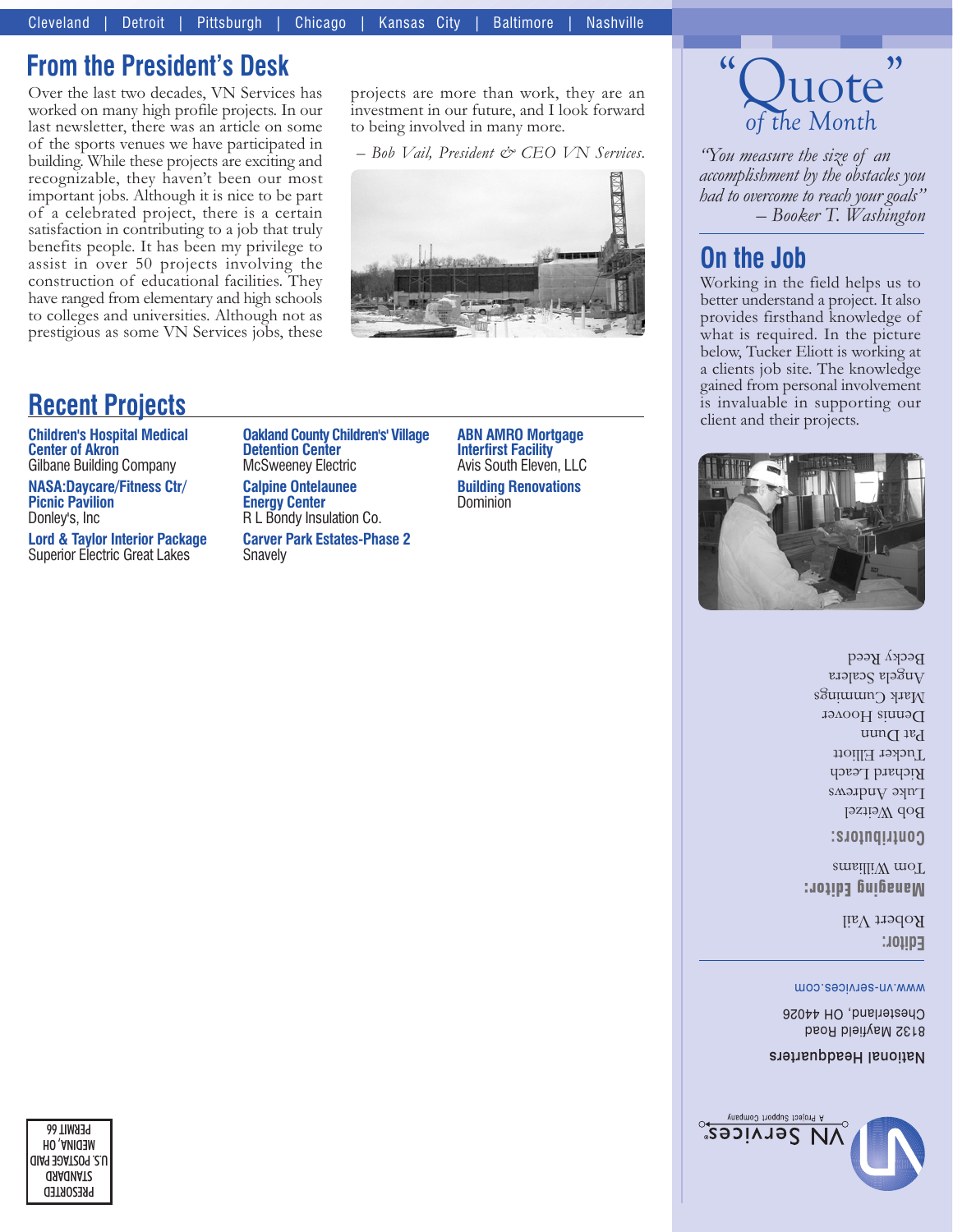Cleveland | Detroit | Pittsburgh | Chicago | Kansas City | Baltimore | Nashville

## From the President's Desk

Over the last two decades, VN Services has worked on many high profile projects. In our last newsletter, there was an article on some of the sports venues we have participated in building. While these projects are exciting and recognizable, they haven't been our most important jobs. Although it is nice to be part of a celebrated project, there is a certain satisfaction in contributing to a job that truly benefits people. It has been my privilege to assist in over 50 projects involving the construction of educational facilities. They have ranged from elementary and high schools to colleges and universities. Although not as prestigious as some VN Services jobs, these projects are more than work, they are an investment in our future, and I look forward to being involved in many more.

*– Bob Vail, President & CEO VN Services.*

## Recent Projects

**Children's Hospital Medical Center of Akron**
Gilbane Building Company

**NASA:Daycare/Fitness Ctr/ Picnic Pavilion**
Donley's, Inc

**Lord & Taylor Interior Package**
Superior Electric Great Lakes

**Oakland County Children's' Village Detention Center**
McSweeney Electric

**Calpine Ontelaunee Energy Center**
R L Bondy Insulation Co.

**Carver Park Estates-Phase 2**
Snavely

**ABN AMRO Mortgage Interfirst Facility**
Avis South Eleven, LLC

**Building Renovations**
Dominion

## "Quote" of the Month

*"You measure the size of an accomplishment by the obstacles you had to overcome to reach your goals"*
*– Booker T. Washington*

## On the Job

Working in the field helps us to better understand a project. It also provides firsthand knowledge of what is required. In the picture below, Tucker Eliott is working at a clients job site. The knowledge gained from personal involvement is invaluable in supporting our client and their projects.

**Editor:**
Robert Vail

**Managing Editor:**
Tom Williams

**Contributors:**
Bob Weitzel
Luke Andrews
Richard Leach
Tucker Elliott
Pat Dunn
Dennis Hoover
Mark Cummings
Angela Scalera
Becky Reed

www.vn-services.com

National Headquarters
8132 Mayfield Road
Chesterland, OH 44026

VN Services®
A Project Support Company

PRESORTED
STANDARD
U.S. POSTAGE PAID
MEDINA, OH
PERMIT 66